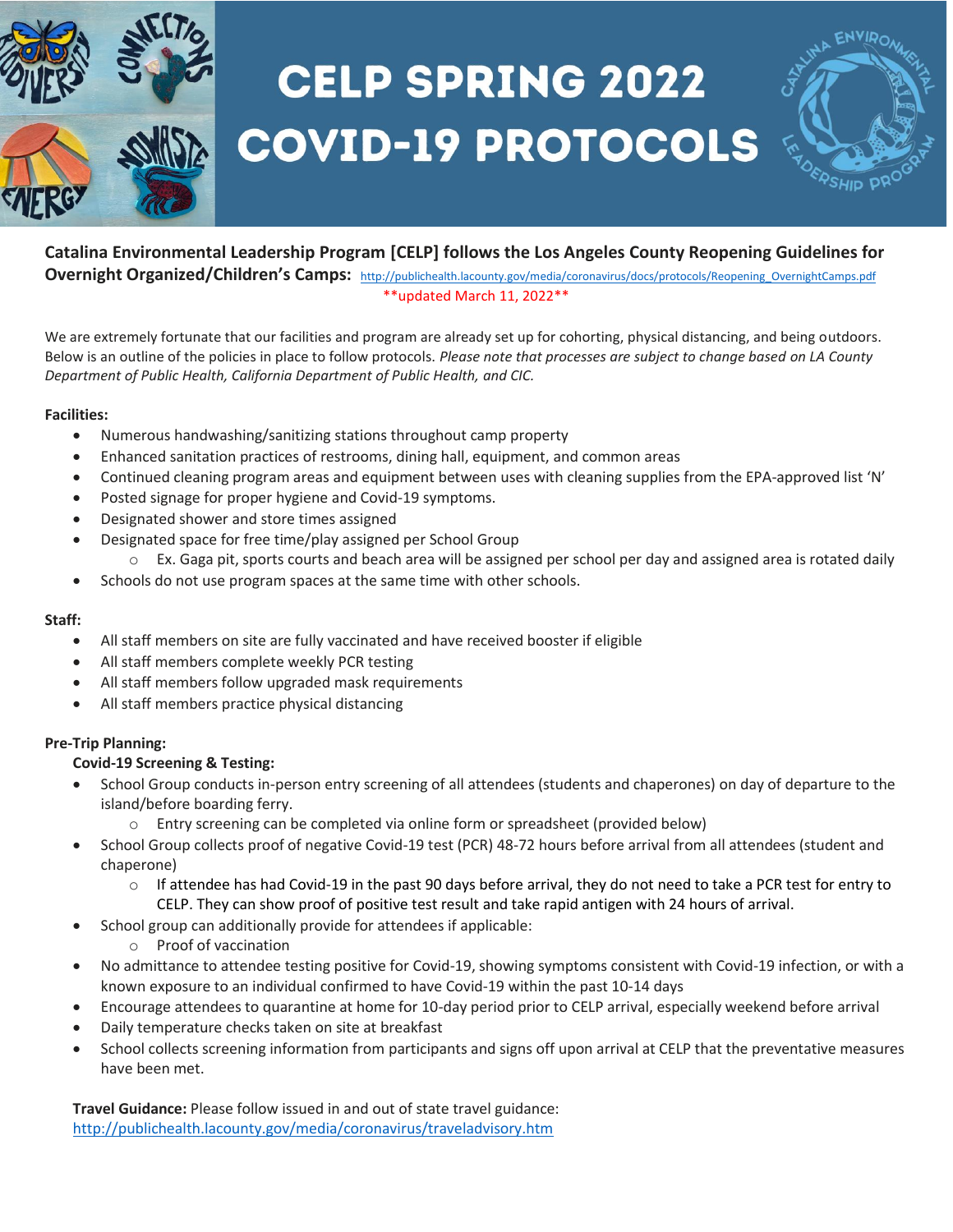# CELP SPRING 2022 COVID-19 PROTOCOLS

**Catalina Environmental Leadership Program [CELP] follows the Los Angeles County Reopening Guidelines for Overnight Organized/Children's Camps:** http://publichealth.lacounty.gov/media/coronavirus/docs/protocols/Reopening_OvernightCamps.pdf

**updated March 11, 2022**

We are extremely fortunate that our facilities and program are already set up for cohorting, physical distancing, and being outdoors. Below is an outline of the policies in place to follow protocols. *Please note that processes are subject to change based on LA County Department of Public Health, California Department of Public Health, and CIC.*

**Facilities:**

- Numerous handwashing/sanitizing stations throughout camp property
- Enhanced sanitation practices of restrooms, dining hall, equipment, and common areas
- Continued cleaning program areas and equipment between uses with cleaning supplies from the EPA-approved list 'N'
- Posted signage for proper hygiene and Covid-19 symptoms.
- Designated shower and store times assigned
- Designated space for free time/play assigned per School Group
  - Ex. Gaga pit, sports courts and beach area will be assigned per school per day and assigned area is rotated daily
- Schools do not use program spaces at the same time with other schools.

**Staff:**

- All staff members on site are fully vaccinated and have received booster if eligible
- All staff members complete weekly PCR testing
- All staff members follow upgraded mask requirements
- All staff members practice physical distancing

**Pre-Trip Planning:**

**Covid-19 Screening & Testing:**

- School Group conducts in-person entry screening of all attendees (students and chaperones) on day of departure to the island/before boarding ferry.
  - Entry screening can be completed via online form or spreadsheet (provided below)
- School Group collects proof of negative Covid-19 test (PCR) 48-72 hours before arrival from all attendees (student and chaperone)
  - If attendee has had Covid-19 in the past 90 days before arrival, they do not need to take a PCR test for entry to CELP. They can show proof of positive test result and take rapid antigen with 24 hours of arrival.
- School group can additionally provide for attendees if applicable:
  - Proof of vaccination
- No admittance to attendee testing positive for Covid-19, showing symptoms consistent with Covid-19 infection, or with a known exposure to an individual confirmed to have Covid-19 within the past 10-14 days
- Encourage attendees to quarantine at home for 10-day period prior to CELP arrival, especially weekend before arrival
- Daily temperature checks taken on site at breakfast
- School collects screening information from participants and signs off upon arrival at CELP that the preventative measures have been met.

**Travel Guidance:** Please follow issued in and out of state travel guidance: http://publichealth.lacounty.gov/media/coronavirus/traveladvisory.htm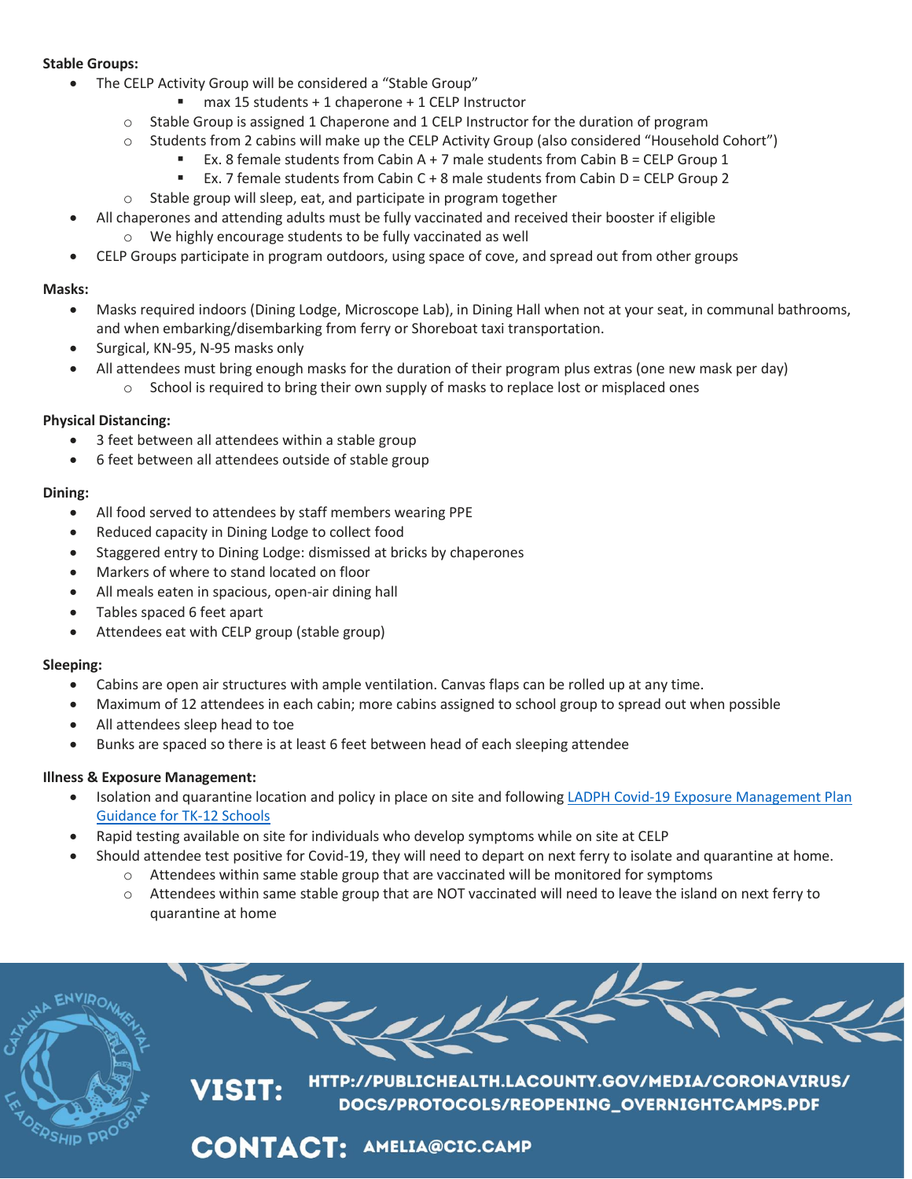**Stable Groups:**

- The CELP Activity Group will be considered a "Stable Group"
  - max 15 students + 1 chaperone + 1 CELP Instructor
  - Stable Group is assigned 1 Chaperone and 1 CELP Instructor for the duration of program
  - Students from 2 cabins will make up the CELP Activity Group (also considered "Household Cohort")
    - Ex. 8 female students from Cabin A + 7 male students from Cabin B = CELP Group 1
    - Ex. 7 female students from Cabin C + 8 male students from Cabin D = CELP Group 2
  - Stable group will sleep, eat, and participate in program together
- All chaperones and attending adults must be fully vaccinated and received their booster if eligible
  - We highly encourage students to be fully vaccinated as well
- CELP Groups participate in program outdoors, using space of cove, and spread out from other groups

**Masks:**

- Masks required indoors (Dining Lodge, Microscope Lab), in Dining Hall when not at your seat, in communal bathrooms, and when embarking/disembarking from ferry or Shoreboat taxi transportation.
- Surgical, KN-95, N-95 masks only
- All attendees must bring enough masks for the duration of their program plus extras (one new mask per day)
  - School is required to bring their own supply of masks to replace lost or misplaced ones

**Physical Distancing:**

- 3 feet between all attendees within a stable group
- 6 feet between all attendees outside of stable group

**Dining:**

- All food served to attendees by staff members wearing PPE
- Reduced capacity in Dining Lodge to collect food
- Staggered entry to Dining Lodge: dismissed at bricks by chaperones
- Markers of where to stand located on floor
- All meals eaten in spacious, open-air dining hall
- Tables spaced 6 feet apart
- Attendees eat with CELP group (stable group)

**Sleeping:**

- Cabins are open air structures with ample ventilation. Canvas flaps can be rolled up at any time.
- Maximum of 12 attendees in each cabin; more cabins assigned to school group to spread out when possible
- All attendees sleep head to toe
- Bunks are spaced so there is at least 6 feet between head of each sleeping attendee

**Illness & Exposure Management:**

- Isolation and quarantine location and policy in place on site and following LADPH Covid-19 Exposure Management Plan Guidance for TK-12 Schools
- Rapid testing available on site for individuals who develop symptoms while on site at CELP
- Should attendee test positive for Covid-19, they will need to depart on next ferry to isolate and quarantine at home.
  - Attendees within same stable group that are vaccinated will be monitored for symptoms
  - Attendees within same stable group that are NOT vaccinated will need to leave the island on next ferry to quarantine at home

CATALINA ENVIRONMENTAL LEADERSHIP PROGRAM

**VISIT:** HTTP://PUBLICHEALTH.LACOUNTY.GOV/MEDIA/CORONAVIRUS/DOCS/PROTOCOLS/REOPENING_OVERNIGHTCAMPS.PDF

**CONTACT:** AMELIA@CIC.CAMP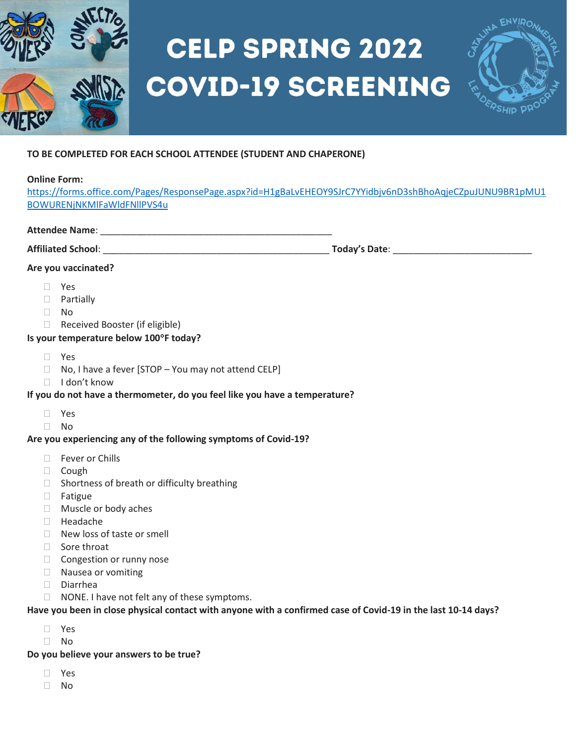# CELP SPRING 2022 COVID-19 SCREENING

**TO BE COMPLETED FOR EACH SCHOOL ATTENDEE (STUDENT AND CHAPERONE)**

**Online Form:**
https://forms.office.com/Pages/ResponsePage.aspx?id=H1gBaLvEHEOY9SJrC7YYidbjv6nD3shBhoAqjeCZpuJUNU9BR1pMU1BOWURENjNKMlFaWldFNllPVS4u

**Attendee Name**: _______________________________________________

**Affiliated School**: _______________________________________________ **Today's Date**: ___________________________

**Are you vaccinated?**

- ☐ Yes
- ☐ Partially
- ☐ No
- ☐ Received Booster (if eligible)

**Is your temperature below 100°F today?**

- ☐ Yes
- ☐ No, I have a fever [STOP – You may not attend CELP]
- ☐ I don't know

**If you do not have a thermometer, do you feel like you have a temperature?**

- ☐ Yes
- ☐ No

**Are you experiencing any of the following symptoms of Covid-19?**

- ☐ Fever or Chills
- ☐ Cough
- ☐ Shortness of breath or difficulty breathing
- ☐ Fatigue
- ☐ Muscle or body aches
- ☐ Headache
- ☐ New loss of taste or smell
- ☐ Sore throat
- ☐ Congestion or runny nose
- ☐ Nausea or vomiting
- ☐ Diarrhea
- ☐ NONE. I have not felt any of these symptoms.

**Have you been in close physical contact with anyone with a confirmed case of Covid-19 in the last 10-14 days?**

- ☐ Yes
- ☐ No

**Do you believe your answers to be true?**

- ☐ Yes
- ☐ No